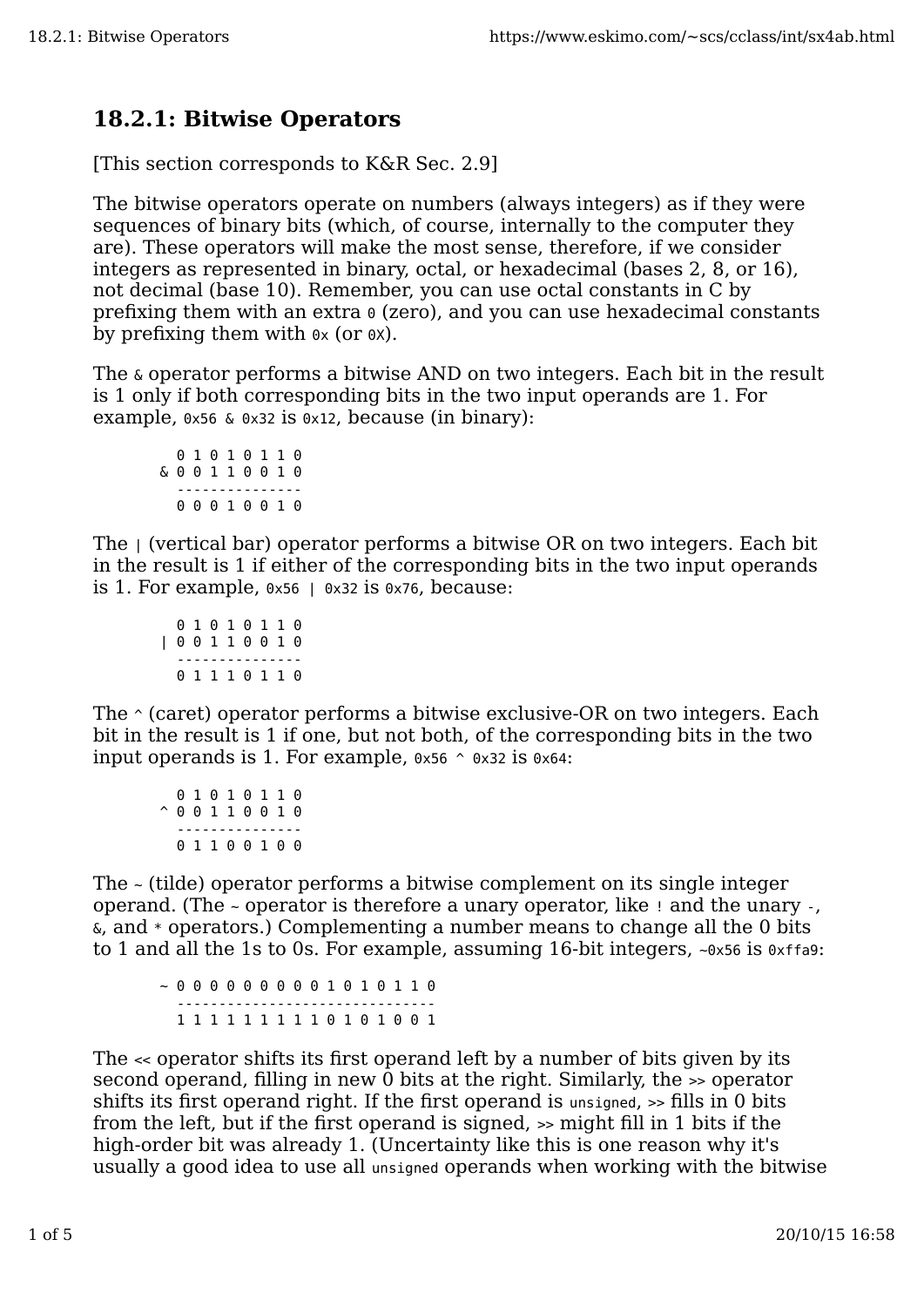## 18.2.1: Bitwise Operators

[This section corresponds to K&R Sec. 2.9]

The bitwise operators operate on numbers (always integers) as if they were sequences of binary bits (which, of course, internally to the computer they are). These operators will make the most sense, therefore, if we consider integers as represented in binary, octal, or hexadecimal (bases 2, 8, or 16), not decimal (base 10). Remember, you can use octal constants in C by prefixing them with an extra `0` (zero), and you can use hexadecimal constants by prefixing them with `0x` (or `0X`).

The `&` operator performs a bitwise AND on two integers. Each bit in the result is 1 only if both corresponding bits in the two input operands are 1. For example, `0x56 & 0x32` is `0x12`, because (in binary):

```
  0 1 0 1 0 1 1 0
& 0 0 1 1 0 0 1 0
  ---------------
  0 0 0 1 0 0 1 0
```

The `|` (vertical bar) operator performs a bitwise OR on two integers. Each bit in the result is 1 if either of the corresponding bits in the two input operands is 1. For example, `0x56 | 0x32` is `0x76`, because:

```
  0 1 0 1 0 1 1 0
| 0 0 1 1 0 0 1 0
  ---------------
  0 1 1 1 0 1 1 0
```

The `^` (caret) operator performs a bitwise exclusive-OR on two integers. Each bit in the result is 1 if one, but not both, of the corresponding bits in the two input operands is 1. For example, `0x56 ^ 0x32` is `0x64`:

```
  0 1 0 1 0 1 1 0
^ 0 0 1 1 0 0 1 0
  ---------------
  0 1 1 0 0 1 0 0
```

The `~` (tilde) operator performs a bitwise complement on its single integer operand. (The `~` operator is therefore a unary operator, like `!` and the unary `-`, `&`, and `*` operators.) Complementing a number means to change all the 0 bits to 1 and all the 1s to 0s. For example, assuming 16-bit integers, `~0x56` is `0xffa9`:

```
~ 0 0 0 0 0 0 0 0 0 1 0 1 0 1 1 0
  -------------------------------
  1 1 1 1 1 1 1 1 1 0 1 0 1 0 0 1
```

The `<<` operator shifts its first operand left by a number of bits given by its second operand, filling in new 0 bits at the right. Similarly, the `>>` operator shifts its first operand right. If the first operand is `unsigned`, `>>` fills in 0 bits from the left, but if the first operand is signed, `>>` might fill in 1 bits if the high-order bit was already 1. (Uncertainty like this is one reason why it's usually a good idea to use all `unsigned` operands when working with the bitwise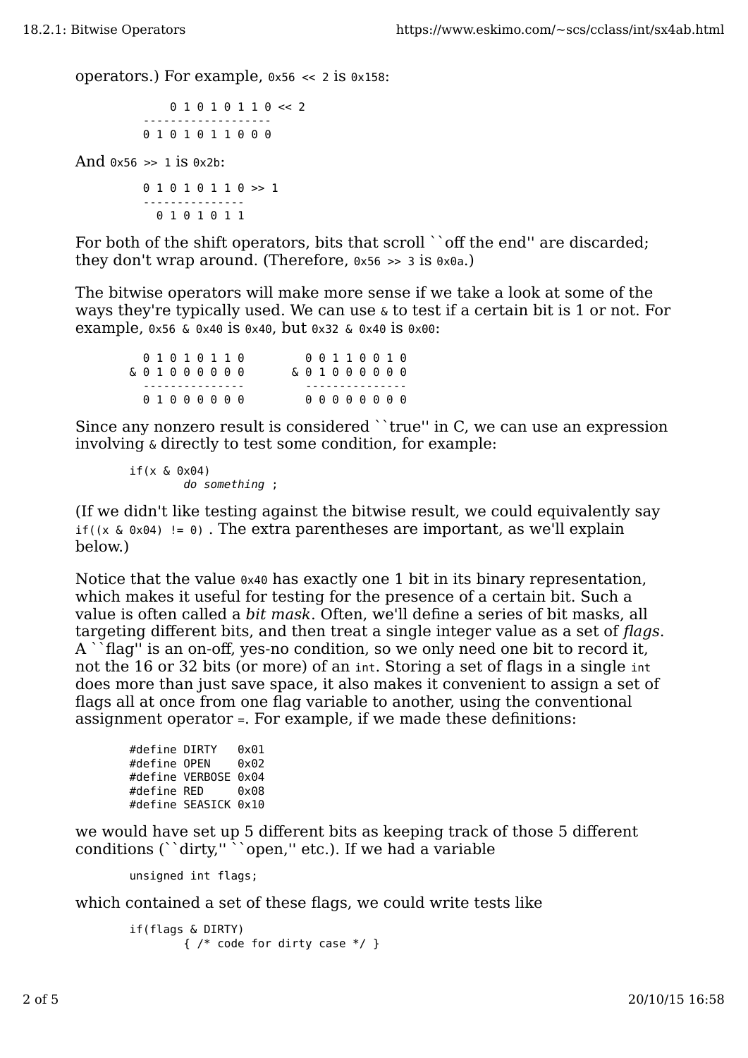operators.) For example, `0x56 << 2` is `0x158`:

```
      0 1 0 1 0 1 1 0 << 2
  -------------------
  0 1 0 1 0 1 1 0 0 0
```

And `0x56 >> 1` is `0x2b`:

```
  0 1 0 1 0 1 1 0 >> 1
  ---------------
    0 1 0 1 0 1 1
```

For both of the shift operators, bits that scroll ``off the end'' are discarded; they don't wrap around. (Therefore, `0x56 >> 3` is `0x0a`.)

The bitwise operators will make more sense if we take a look at some of the ways they're typically used. We can use `&` to test if a certain bit is 1 or not. For example, `0x56 & 0x40` is `0x40`, but `0x32 & 0x40` is `0x00`:

```
    0 1 0 1 0 1 1 0        0 0 1 1 0 0 1 0
  & 0 1 0 0 0 0 0 0      & 0 1 0 0 0 0 0 0
    ---------------        ---------------
    0 1 0 0 0 0 0 0        0 0 0 0 0 0 0 0
```

Since any nonzero result is considered ``true'' in C, we can use an expression involving `&` directly to test some condition, for example:

```
if(x & 0x04)
        do something ;
```

(If we didn't like testing against the bitwise result, we could equivalently say `if((x & 0x04) != 0)` . The extra parentheses are important, as we'll explain below.)

Notice that the value `0x40` has exactly one 1 bit in its binary representation, which makes it useful for testing for the presence of a certain bit. Such a value is often called a *bit mask*. Often, we'll define a series of bit masks, all targeting different bits, and then treat a single integer value as a set of *flags*. A ``flag'' is an on-off, yes-no condition, so we only need one bit to record it, not the 16 or 32 bits (or more) of an `int`. Storing a set of flags in a single `int` does more than just save space, it also makes it convenient to assign a set of flags all at once from one flag variable to another, using the conventional assignment operator `=`. For example, if we made these definitions:

```
#define DIRTY   0x01
#define OPEN    0x02
#define VERBOSE 0x04
#define RED     0x08
#define SEASICK 0x10
```

we would have set up 5 different bits as keeping track of those 5 different conditions (``dirty,'' ``open,'' etc.). If we had a variable

```
unsigned int flags;
```

which contained a set of these flags, we could write tests like

```
if(flags & DIRTY)
        { /* code for dirty case */ }
```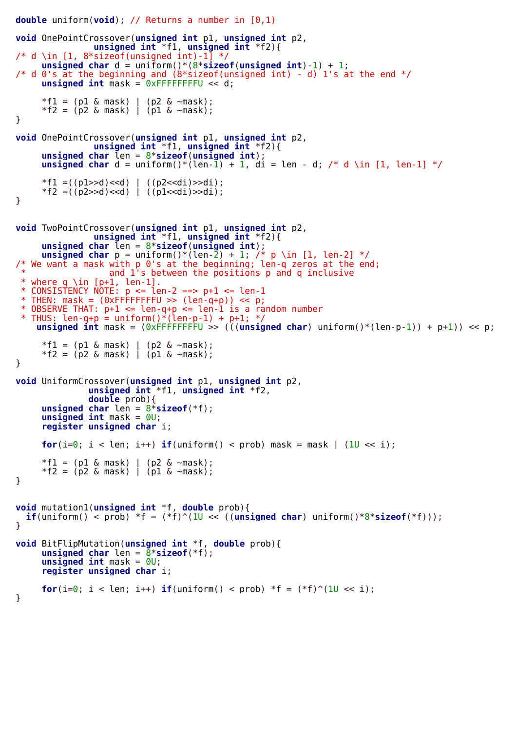```c
double uniform(void); // Returns a number in [0,1)

void OnePointCrossover(unsigned int p1, unsigned int p2,
              unsigned int *f1, unsigned int *f2){
/* d \in [1, 8*sizeof(unsigned int)-1] */
     unsigned char d = uniform()*(8*sizeof(unsigned int)-1) + 1;
/* d 0's at the beginning and (8*sizeof(unsigned int) - d) 1's at the end */
     unsigned int mask = 0xFFFFFFFFU << d;

     *f1 = (p1 & mask) | (p2 & ~mask);
     *f2 = (p2 & mask) | (p1 & ~mask);
}

void OnePointCrossover(unsigned int p1, unsigned int p2,
              unsigned int *f1, unsigned int *f2){
     unsigned char len = 8*sizeof(unsigned int);
     unsigned char d = uniform()*(len-1) + 1, di = len - d; /* d \in [1, len-1] */

     *f1 =((p1>>d)<<d) | ((p2<<di)>>di);
     *f2 =((p2>>d)<<d) | ((p1<<di)>>di);
}


void TwoPointCrossover(unsigned int p1, unsigned int p2,
              unsigned int *f1, unsigned int *f2){
     unsigned char len = 8*sizeof(unsigned int);
     unsigned char p = uniform()*(len-2) + 1; /* p \in [1, len-2] */
/* We want a mask with p 0's at the beginning; len-q zeros at the end;
 *               and 1's between the positions p and q inclusive
 * where q \in [p+1, len-1].
 * CONSISTENCY NOTE: p <= len-2 ==> p+1 <= len-1
 * THEN: mask = (0xFFFFFFFFU >> (len-q+p)) << p;
 * OBSERVE THAT: p+1 <= len-q+p <= len-1 is a random number
 * THUS: len-q+p = uniform()*(len-p-1) + p+1; */
    unsigned int mask = (0xFFFFFFFFU >> (((unsigned char) uniform()*(len-p-1)) + p+1)) << p;

     *f1 = (p1 & mask) | (p2 & ~mask);
     *f2 = (p2 & mask) | (p1 & ~mask);
}

void UniformCrossover(unsigned int p1, unsigned int p2,
             unsigned int *f1, unsigned int *f2,
             double prob){
     unsigned char len = 8*sizeof(*f);
     unsigned int mask = 0U;
     register unsigned char i;

     for(i=0; i < len; i++) if(uniform() < prob) mask = mask | (1U << i);

     *f1 = (p1 & mask) | (p2 & ~mask);
     *f2 = (p2 & mask) | (p1 & ~mask);
}


void mutation1(unsigned int *f, double prob){
  if(uniform() < prob) *f = (*f)^(1U << ((unsigned char) uniform()*8*sizeof(*f)));
}

void BitFlipMutation(unsigned int *f, double prob){
     unsigned char len = 8*sizeof(*f);
     unsigned int mask = 0U;
     register unsigned char i;

     for(i=0; i < len; i++) if(uniform() < prob) *f = (*f)^(1U << i);
}
```